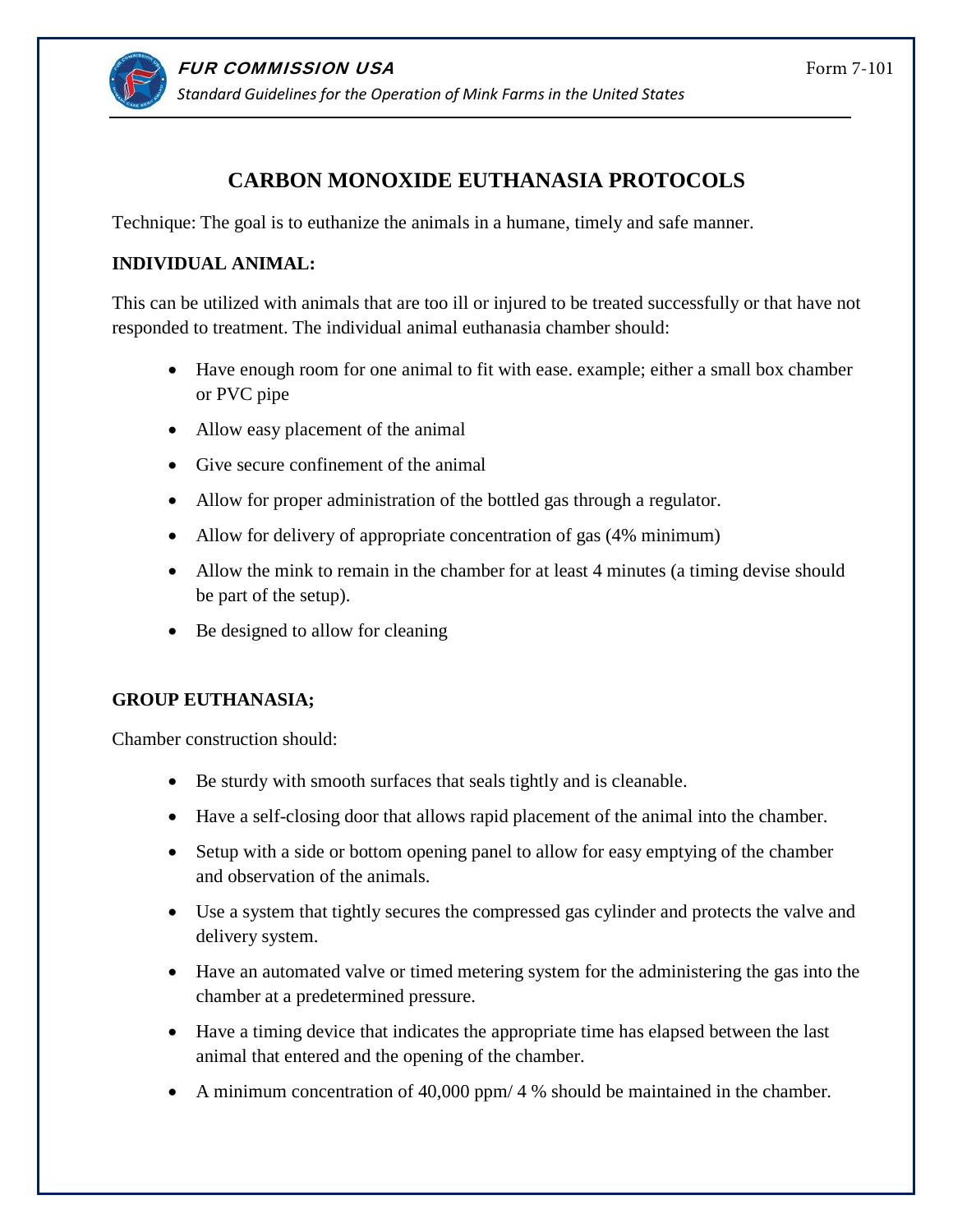# CARBON MONOXIDE EUTHANASIA PROTOCOLS

Technique: The goal is to euthanize the animals in a humane, timely and safe manner.

**INDIVIDUAL ANIMAL:**

This can be utilized with animals that are too ill or injured to be treated successfully or that have not responded to treatment. The individual animal euthanasia chamber should:

- Have enough room for one animal to fit with ease. example; either a small box chamber or PVC pipe
- Allow easy placement of the animal
- Give secure confinement of the animal
- Allow for proper administration of the bottled gas through a regulator.
- Allow for delivery of appropriate concentration of gas (4% minimum)
- Allow the mink to remain in the chamber for at least 4 minutes (a timing devise should be part of the setup).
- Be designed to allow for cleaning

**GROUP EUTHANASIA;**

Chamber construction should:

- Be sturdy with smooth surfaces that seals tightly and is cleanable.
- Have a self-closing door that allows rapid placement of the animal into the chamber.
- Setup with a side or bottom opening panel to allow for easy emptying of the chamber and observation of the animals.
- Use a system that tightly secures the compressed gas cylinder and protects the valve and delivery system.
- Have an automated valve or timed metering system for the administering the gas into the chamber at a predetermined pressure.
- Have a timing device that indicates the appropriate time has elapsed between the last animal that entered and the opening of the chamber.
- A minimum concentration of 40,000 ppm/ 4 % should be maintained in the chamber.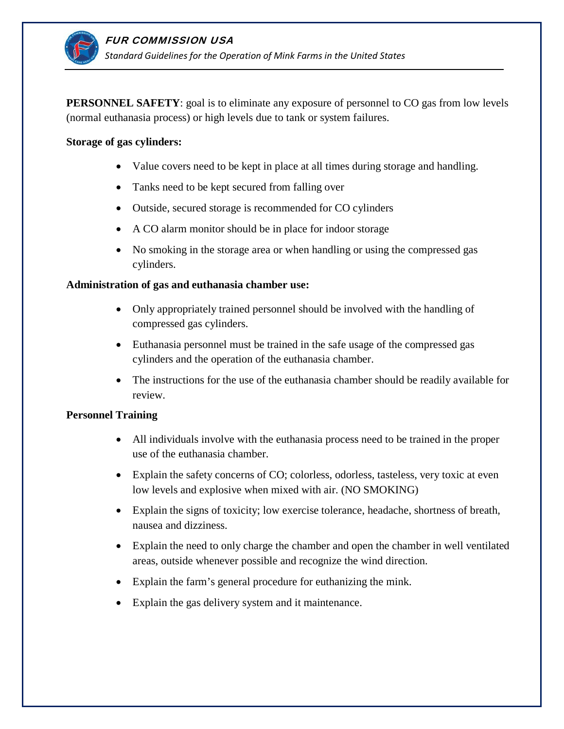**PERSONNEL SAFETY**: goal is to eliminate any exposure of personnel to CO gas from low levels (normal euthanasia process) or high levels due to tank or system failures.

**Storage of gas cylinders:**

- Value covers need to be kept in place at all times during storage and handling.
- Tanks need to be kept secured from falling over
- Outside, secured storage is recommended for CO cylinders
- A CO alarm monitor should be in place for indoor storage
- No smoking in the storage area or when handling or using the compressed gas cylinders.

**Administration of gas and euthanasia chamber use:**

- Only appropriately trained personnel should be involved with the handling of compressed gas cylinders.
- Euthanasia personnel must be trained in the safe usage of the compressed gas cylinders and the operation of the euthanasia chamber.
- The instructions for the use of the euthanasia chamber should be readily available for review.

**Personnel Training**

- All individuals involve with the euthanasia process need to be trained in the proper use of the euthanasia chamber.
- Explain the safety concerns of CO; colorless, odorless, tasteless, very toxic at even low levels and explosive when mixed with air. (NO SMOKING)
- Explain the signs of toxicity; low exercise tolerance, headache, shortness of breath, nausea and dizziness.
- Explain the need to only charge the chamber and open the chamber in well ventilated areas, outside whenever possible and recognize the wind direction.
- Explain the farm's general procedure for euthanizing the mink.
- Explain the gas delivery system and it maintenance.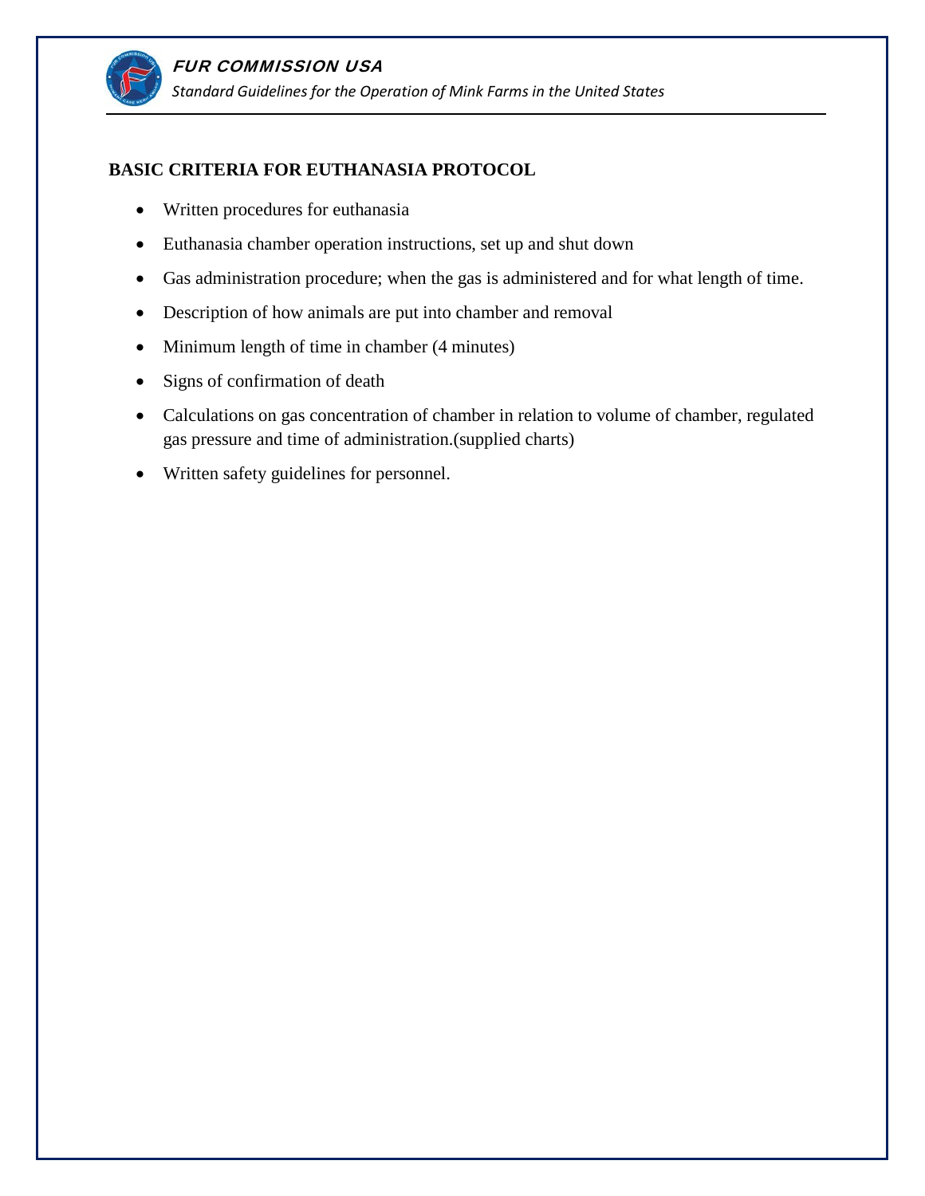## BASIC CRITERIA FOR EUTHANASIA PROTOCOL

- Written procedures for euthanasia
- Euthanasia chamber operation instructions, set up and shut down
- Gas administration procedure; when the gas is administered and for what length of time.
- Description of how animals are put into chamber and removal
- Minimum length of time in chamber (4 minutes)
- Signs of confirmation of death
- Calculations on gas concentration of chamber in relation to volume of chamber, regulated gas pressure and time of administration.(supplied charts)
- Written safety guidelines for personnel.